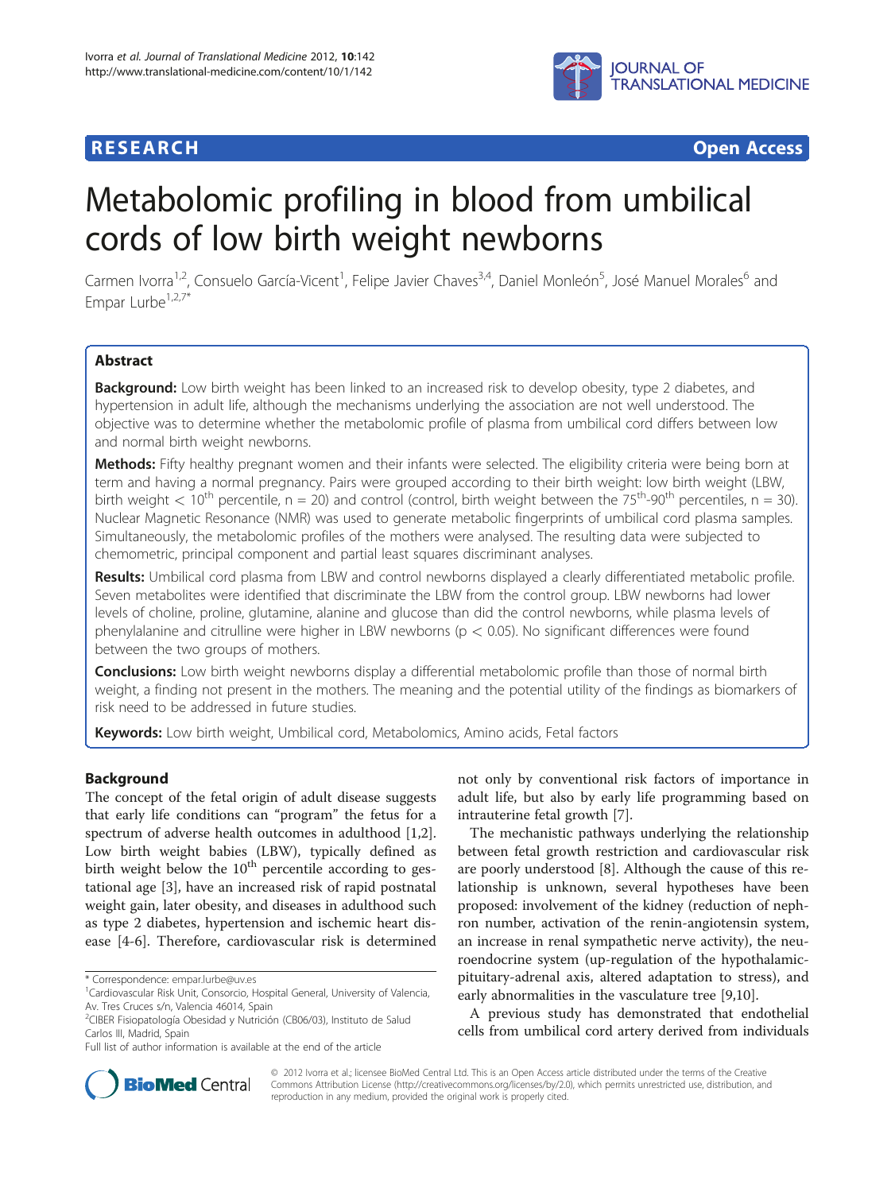**RESEARCH** **Open Access**

# Metabolomic profiling in blood from umbilical cords of low birth weight newborns

Carmen Ivorra[1,2], Consuelo García-Vicent[1], Felipe Javier Chaves[3,4], Daniel Monleón[5], José Manuel Morales[6] and Empar Lurbe[1,2,7*]

## Abstract

**Background:** Low birth weight has been linked to an increased risk to develop obesity, type 2 diabetes, and hypertension in adult life, although the mechanisms underlying the association are not well understood. The objective was to determine whether the metabolomic profile of plasma from umbilical cord differs between low and normal birth weight newborns.

**Methods:** Fifty healthy pregnant women and their infants were selected. The eligibility criteria were being born at term and having a normal pregnancy. Pairs were grouped according to their birth weight: low birth weight (LBW, birth weight < $10^{th}$ percentile, n = 20) and control (control, birth weight between the $75^{th}$-$90^{th}$ percentiles, n = 30). Nuclear Magnetic Resonance (NMR) was used to generate metabolic fingerprints of umbilical cord plasma samples. Simultaneously, the metabolomic profiles of the mothers were analysed. The resulting data were subjected to chemometric, principal component and partial least squares discriminant analyses.

**Results:** Umbilical cord plasma from LBW and control newborns displayed a clearly differentiated metabolic profile. Seven metabolites were identified that discriminate the LBW from the control group. LBW newborns had lower levels of choline, proline, glutamine, alanine and glucose than did the control newborns, while plasma levels of phenylalanine and citrulline were higher in LBW newborns ($p < 0.05$). No significant differences were found between the two groups of mothers.

**Conclusions:** Low birth weight newborns display a differential metabolomic profile than those of normal birth weight, a finding not present in the mothers. The meaning and the potential utility of the findings as biomarkers of risk need to be addressed in future studies.

**Keywords:** Low birth weight, Umbilical cord, Metabolomics, Amino acids, Fetal factors

## Background

The concept of the fetal origin of adult disease suggests that early life conditions can "program" the fetus for a spectrum of adverse health outcomes in adulthood [1,2]. Low birth weight babies (LBW), typically defined as birth weight below the $10^{th}$ percentile according to gestational age [3], have an increased risk of rapid postnatal weight gain, later obesity, and diseases in adulthood such as type 2 diabetes, hypertension and ischemic heart disease [4-6]. Therefore, cardiovascular risk is determined not only by conventional risk factors of importance in adult life, but also by early life programming based on intrauterine fetal growth [7].

The mechanistic pathways underlying the relationship between fetal growth restriction and cardiovascular risk are poorly understood [8]. Although the cause of this relationship is unknown, several hypotheses have been proposed: involvement of the kidney (reduction of nephron number, activation of the renin-angiotensin system, an increase in renal sympathetic nerve activity), the neuroendocrine system (up-regulation of the hypothalamic-pituitary-adrenal axis, altered adaptation to stress), and early abnormalities in the vasculature tree [9,10].

A previous study has demonstrated that endothelial cells from umbilical cord artery derived from individuals

* Correspondence: empar.lurbe@uv.es
[1]Cardiovascular Risk Unit, Consorcio, Hospital General, University of Valencia, Av. Tres Cruces s/n, Valencia 46014, Spain
[2]CIBER Fisiopatología Obesidad y Nutrición (CB06/03), Instituto de Salud Carlos III, Madrid, Spain
Full list of author information is available at the end of the article

© 2012 Ivorra et al.; licensee BioMed Central Ltd. This is an Open Access article distributed under the terms of the Creative Commons Attribution License (http://creativecommons.org/licenses/by/2.0), which permits unrestricted use, distribution, and reproduction in any medium, provided the original work is properly cited.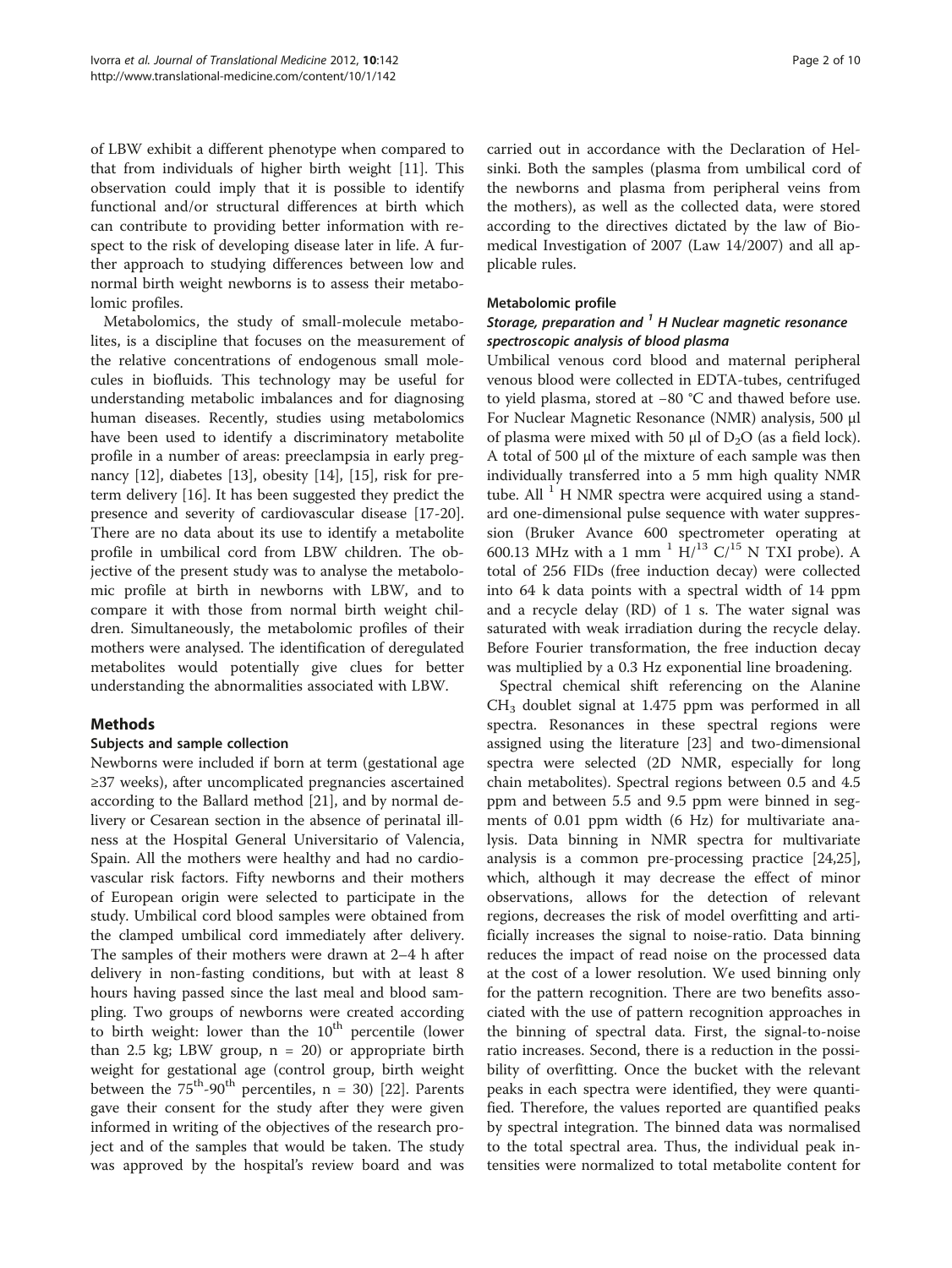of LBW exhibit a different phenotype when compared to that from individuals of higher birth weight [11]. This observation could imply that it is possible to identify functional and/or structural differences at birth which can contribute to providing better information with respect to the risk of developing disease later in life. A further approach to studying differences between low and normal birth weight newborns is to assess their metabolomic profiles.

Metabolomics, the study of small-molecule metabolites, is a discipline that focuses on the measurement of the relative concentrations of endogenous small molecules in biofluids. This technology may be useful for understanding metabolic imbalances and for diagnosing human diseases. Recently, studies using metabolomics have been used to identify a discriminatory metabolite profile in a number of areas: preeclampsia in early pregnancy [12], diabetes [13], obesity [14], [15], risk for preterm delivery [16]. It has been suggested they predict the presence and severity of cardiovascular disease [17-20]. There are no data about its use to identify a metabolite profile in umbilical cord from LBW children. The objective of the present study was to analyse the metabolomic profile at birth in newborns with LBW, and to compare it with those from normal birth weight children. Simultaneously, the metabolomic profiles of their mothers were analysed. The identification of deregulated metabolites would potentially give clues for better understanding the abnormalities associated with LBW.

## Methods

### Subjects and sample collection

Newborns were included if born at term (gestational age ≥37 weeks), after uncomplicated pregnancies ascertained according to the Ballard method [21], and by normal delivery or Cesarean section in the absence of perinatal illness at the Hospital General Universitario of Valencia, Spain. All the mothers were healthy and had no cardiovascular risk factors. Fifty newborns and their mothers of European origin were selected to participate in the study. Umbilical cord blood samples were obtained from the clamped umbilical cord immediately after delivery. The samples of their mothers were drawn at 2–4 h after delivery in non-fasting conditions, but with at least 8 hours having passed since the last meal and blood sampling. Two groups of newborns were created according to birth weight: lower than the $10^{th}$ percentile (lower than 2.5 kg; LBW group, n = 20) or appropriate birth weight for gestational age (control group, birth weight between the $75^{th}$-$90^{th}$ percentiles, n = 30) [22]. Parents gave their consent for the study after they were given informed in writing of the objectives of the research project and of the samples that would be taken. The study was approved by the hospital's review board and was carried out in accordance with the Declaration of Helsinki. Both the samples (plasma from umbilical cord of the newborns and plasma from peripheral veins from the mothers), as well as the collected data, were stored according to the directives dictated by the law of Biomedical Investigation of 2007 (Law 14/2007) and all applicable rules.

### Metabolomic profile

#### *Storage, preparation and $^1$H Nuclear magnetic resonance spectroscopic analysis of blood plasma*

Umbilical venous cord blood and maternal peripheral venous blood were collected in EDTA-tubes, centrifuged to yield plasma, stored at −80 °C and thawed before use. For Nuclear Magnetic Resonance (NMR) analysis, 500 μl of plasma were mixed with 50 μl of $D_2O$ (as a field lock). A total of 500 μl of the mixture of each sample was then individually transferred into a 5 mm high quality NMR tube. All $^1$H NMR spectra were acquired using a standard one-dimensional pulse sequence with water suppression (Bruker Avance 600 spectrometer operating at 600.13 MHz with a 1 mm $^1H/^{13}C/^{15}N$ TXI probe). A total of 256 FIDs (free induction decay) were collected into 64 k data points with a spectral width of 14 ppm and a recycle delay (RD) of 1 s. The water signal was saturated with weak irradiation during the recycle delay. Before Fourier transformation, the free induction decay was multiplied by a 0.3 Hz exponential line broadening.

Spectral chemical shift referencing on the Alanine $CH_3$ doublet signal at 1.475 ppm was performed in all spectra. Resonances in these spectral regions were assigned using the literature [23] and two-dimensional spectra were selected (2D NMR, especially for long chain metabolites). Spectral regions between 0.5 and 4.5 ppm and between 5.5 and 9.5 ppm were binned in segments of 0.01 ppm width (6 Hz) for multivariate analysis. Data binning in NMR spectra for multivariate analysis is a common pre-processing practice [24,25], which, although it may decrease the effect of minor observations, allows for the detection of relevant regions, decreases the risk of model overfitting and artificially increases the signal to noise-ratio. Data binning reduces the impact of read noise on the processed data at the cost of a lower resolution. We used binning only for the pattern recognition. There are two benefits associated with the use of pattern recognition approaches in the binning of spectral data. First, the signal-to-noise ratio increases. Second, there is a reduction in the possibility of overfitting. Once the bucket with the relevant peaks in each spectra were identified, they were quantified. Therefore, the values reported are quantified peaks by spectral integration. The binned data was normalised to the total spectral area. Thus, the individual peak intensities were normalized to total metabolite content for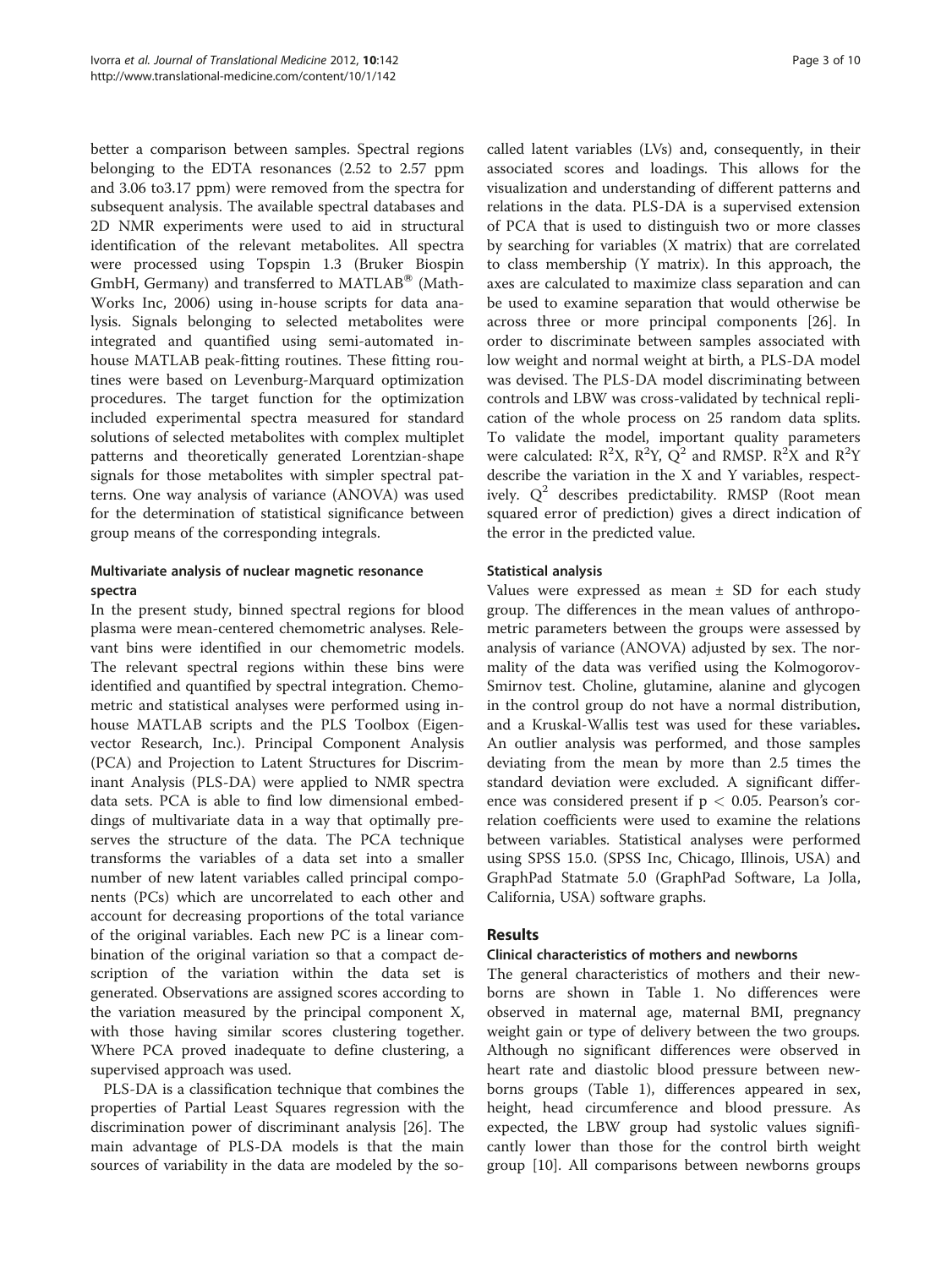better a comparison between samples. Spectral regions belonging to the EDTA resonances (2.52 to 2.57 ppm and 3.06 to3.17 ppm) were removed from the spectra for subsequent analysis. The available spectral databases and 2D NMR experiments were used to aid in structural identification of the relevant metabolites. All spectra were processed using Topspin 1.3 (Bruker Biospin GmbH, Germany) and transferred to MATLAB® (MathWorks Inc, 2006) using in-house scripts for data analysis. Signals belonging to selected metabolites were integrated and quantified using semi-automated in-house MATLAB peak-fitting routines. These fitting routines were based on Levenburg-Marquard optimization procedures. The target function for the optimization included experimental spectra measured for standard solutions of selected metabolites with complex multiplet patterns and theoretically generated Lorentzian-shape signals for those metabolites with simpler spectral patterns. One way analysis of variance (ANOVA) was used for the determination of statistical significance between group means of the corresponding integrals.

### Multivariate analysis of nuclear magnetic resonance spectra

In the present study, binned spectral regions for blood plasma were mean-centered chemometric analyses. Relevant bins were identified in our chemometric models. The relevant spectral regions within these bins were identified and quantified by spectral integration. Chemometric and statistical analyses were performed using in-house MATLAB scripts and the PLS Toolbox (Eigenvector Research, Inc.). Principal Component Analysis (PCA) and Projection to Latent Structures for Discriminant Analysis (PLS-DA) were applied to NMR spectra data sets. PCA is able to find low dimensional embeddings of multivariate data in a way that optimally preserves the structure of the data. The PCA technique transforms the variables of a data set into a smaller number of new latent variables called principal components (PCs) which are uncorrelated to each other and account for decreasing proportions of the total variance of the original variables. Each new PC is a linear combination of the original variation so that a compact description of the variation within the data set is generated. Observations are assigned scores according to the variation measured by the principal component X, with those having similar scores clustering together. Where PCA proved inadequate to define clustering, a supervised approach was used.

PLS-DA is a classification technique that combines the properties of Partial Least Squares regression with the discrimination power of discriminant analysis [26]. The main advantage of PLS-DA models is that the main sources of variability in the data are modeled by the so-called latent variables (LVs) and, consequently, in their associated scores and loadings. This allows for the visualization and understanding of different patterns and relations in the data. PLS-DA is a supervised extension of PCA that is used to distinguish two or more classes by searching for variables (X matrix) that are correlated to class membership (Y matrix). In this approach, the axes are calculated to maximize class separation and can be used to examine separation that would otherwise be across three or more principal components [26]. In order to discriminate between samples associated with low weight and normal weight at birth, a PLS-DA model was devised. The PLS-DA model discriminating between controls and LBW was cross-validated by technical replication of the whole process on 25 random data splits. To validate the model, important quality parameters were calculated: $R^2X$, $R^2Y$, $Q^2$ and RMSP. $R^2X$ and $R^2Y$ describe the variation in the X and Y variables, respectively. $Q^2$ describes predictability. RMSP (Root mean squared error of prediction) gives a direct indication of the error in the predicted value.

### Statistical analysis

Values were expressed as mean ± SD for each study group. The differences in the mean values of anthropometric parameters between the groups were assessed by analysis of variance (ANOVA) adjusted by sex. The normality of the data was verified using the Kolmogorov-Smirnov test. Choline, glutamine, alanine and glycogen in the control group do not have a normal distribution, and a Kruskal-Wallis test was used for these variables**.** An outlier analysis was performed, and those samples deviating from the mean by more than 2.5 times the standard deviation were excluded. A significant difference was considered present if $p < 0.05$. Pearson's correlation coefficients were used to examine the relations between variables. Statistical analyses were performed using SPSS 15.0. (SPSS Inc, Chicago, Illinois, USA) and GraphPad Statmate 5.0 (GraphPad Software, La Jolla, California, USA) software graphs.

## Results

### Clinical characteristics of mothers and newborns

The general characteristics of mothers and their newborns are shown in Table 1. No differences were observed in maternal age, maternal BMI, pregnancy weight gain or type of delivery between the two groups. Although no significant differences were observed in heart rate and diastolic blood pressure between newborns groups (Table 1), differences appeared in sex, height, head circumference and blood pressure. As expected, the LBW group had systolic values significantly lower than those for the control birth weight group [10]. All comparisons between newborns groups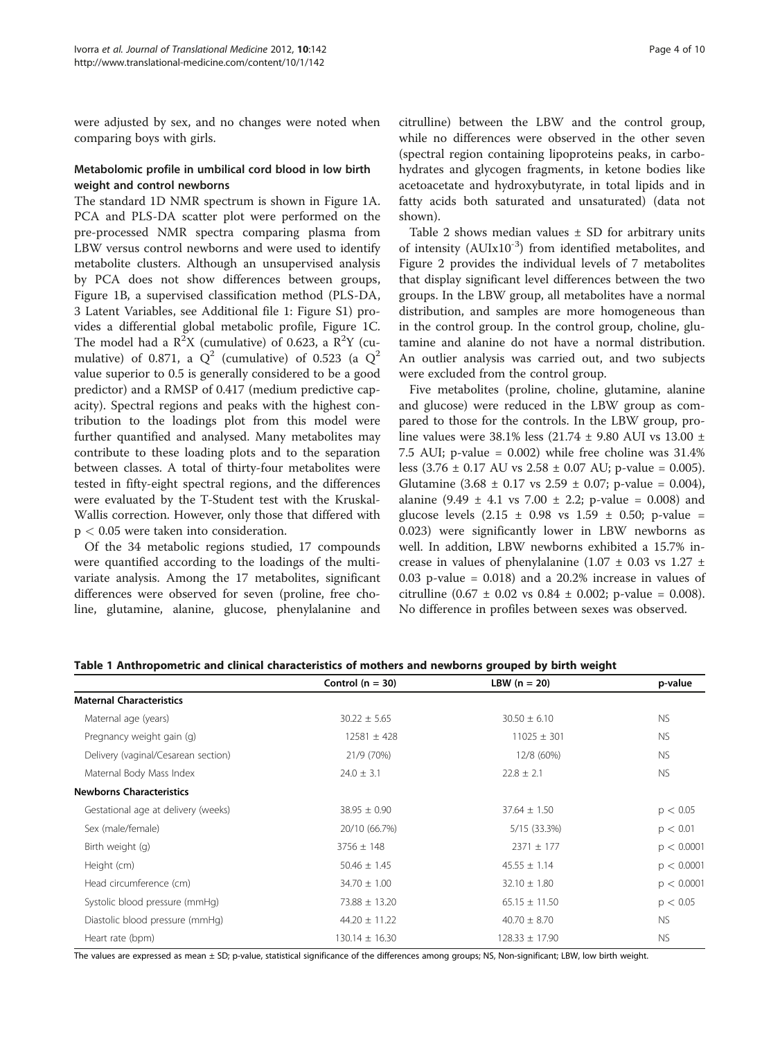were adjusted by sex, and no changes were noted when comparing boys with girls.

### Metabolomic profile in umbilical cord blood in low birth weight and control newborns

The standard 1D NMR spectrum is shown in Figure 1A. PCA and PLS-DA scatter plot were performed on the pre-processed NMR spectra comparing plasma from LBW versus control newborns and were used to identify metabolite clusters. Although an unsupervised analysis by PCA does not show differences between groups, Figure 1B, a supervised classification method (PLS-DA, 3 Latent Variables, see Additional file 1: Figure S1) provides a differential global metabolic profile, Figure 1C. The model had a $R^2X$ (cumulative) of 0.623, a $R^2Y$ (cumulative) of 0.871, a $Q^2$ (cumulative) of 0.523 (a $Q^2$ value superior to be 0.5 is generally considered to be a good predictor) and a RMSP of 0.417 (medium predictive capacity). Spectral regions and peaks with the highest contribution to the loadings plot from this model were further quantified and analysed. Many metabolites may contribute to these loading plots and to the separation between classes. A total of thirty-four metabolites were tested in fifty-eight spectral regions, and the differences were evaluated by the T-Student test with the Kruskal-Wallis correction. However, only those that differed with $p < 0.05$ were taken into consideration.

Of the 34 metabolic regions studied, 17 compounds were quantified according to the loadings of the multivariate analysis. Among the 17 metabolites, significant differences were observed for seven (proline, free choline, glutamine, alanine, glucose, phenylalanine and citrulline) between the LBW and the control group, while no differences were observed in the other seven (spectral region containing lipoproteins peaks, in carbohydrates and glycogen fragments, in ketone bodies like acetoacetate and hydroxybutyrate, in total lipids and in fatty acids both saturated and unsaturated) (data not shown).

Table 2 shows median values ± SD for arbitrary units of intensity ($AUIx10^{-3}$) from identified metabolites, and Figure 2 provides the individual levels of 7 metabolites that display significant level differences between the two groups. In the LBW group, all metabolites have a normal distribution, and samples are more homogeneous than in the control group. In the control group, choline, glutamine and alanine do not have a normal distribution. An outlier analysis was carried out, and two subjects were excluded from the control group.

Five metabolites (proline, choline, glutamine, alanine and glucose) were reduced in the LBW group as compared to those for the controls. In the LBW group, proline values were 38.1% less (21.74 ± 9.80 AUI vs 13.00 ± 7.5 AUI; p-value = 0.002) while free choline was 31.4% less (3.76 ± 0.17 AU vs 2.58 ± 0.07 AU; p-value = 0.005). Glutamine (3.68 ± 0.17 vs 2.59 ± 0.07; p-value = 0.004), alanine (9.49 ± 4.1 vs 7.00 ± 2.2; p-value = 0.008) and glucose levels (2.15 ± 0.98 vs 1.59 ± 0.50; p-value = 0.023) were significantly lower in LBW newborns as well. In addition, LBW newborns exhibited a 15.7% increase in values of phenylalanine (1.07 ± 0.03 vs 1.27 ± 0.03 p-value = 0.018) and a 20.2% increase in values of citrulline (0.67 ± 0.02 vs 0.84 ± 0.002; p-value = 0.008). No difference in profiles between sexes was observed.

**Table 1 Anthropometric and clinical characteristics of mothers and newborns grouped by birth weight**

| | Control (n = 30) | LBW (n = 20) | p-value |
|---|---|---|---|
| **Maternal Characteristics** | | | |
| Maternal age (years) | 30.22 ± 5.65 | 30.50 ± 6.10 | NS |
| Pregnancy weight gain (g) | 12581 ± 428 | 11025 ± 301 | NS |
| Delivery (vaginal/Cesarean section) | 21/9 (70%) | 12/8 (60%) | NS |
| Maternal Body Mass Index | 24.0 ± 3.1 | 22.8 ± 2.1 | NS |
| **Newborns Characteristics** | | | |
| Gestational age at delivery (weeks) | 38.95 ± 0.90 | 37.64 ± 1.50 | $p < 0.05$ |
| Sex (male/female) | 20/10 (66.7%) | 5/15 (33.3%) | $p < 0.01$ |
| Birth weight (g) | 3756 ± 148 | 2371 ± 177 | $p < 0.0001$ |
| Height (cm) | 50.46 ± 1.45 | 45.55 ± 1.14 | $p < 0.0001$ |
| Head circumference (cm) | 34.70 ± 1.00 | 32.10 ± 1.80 | $p < 0.0001$ |
| Systolic blood pressure (mmHg) | 73.88 ± 13.20 | 65.15 ± 11.50 | $p < 0.05$ |
| Diastolic blood pressure (mmHg) | 44.20 ± 11.22 | 40.70 ± 8.70 | NS |
| Heart rate (bpm) | 130.14 ± 16.30 | 128.33 ± 17.90 | NS |

The values are expressed as mean ± SD; p-value, statistical significance of the differences among groups; NS, Non-significant; LBW, low birth weight.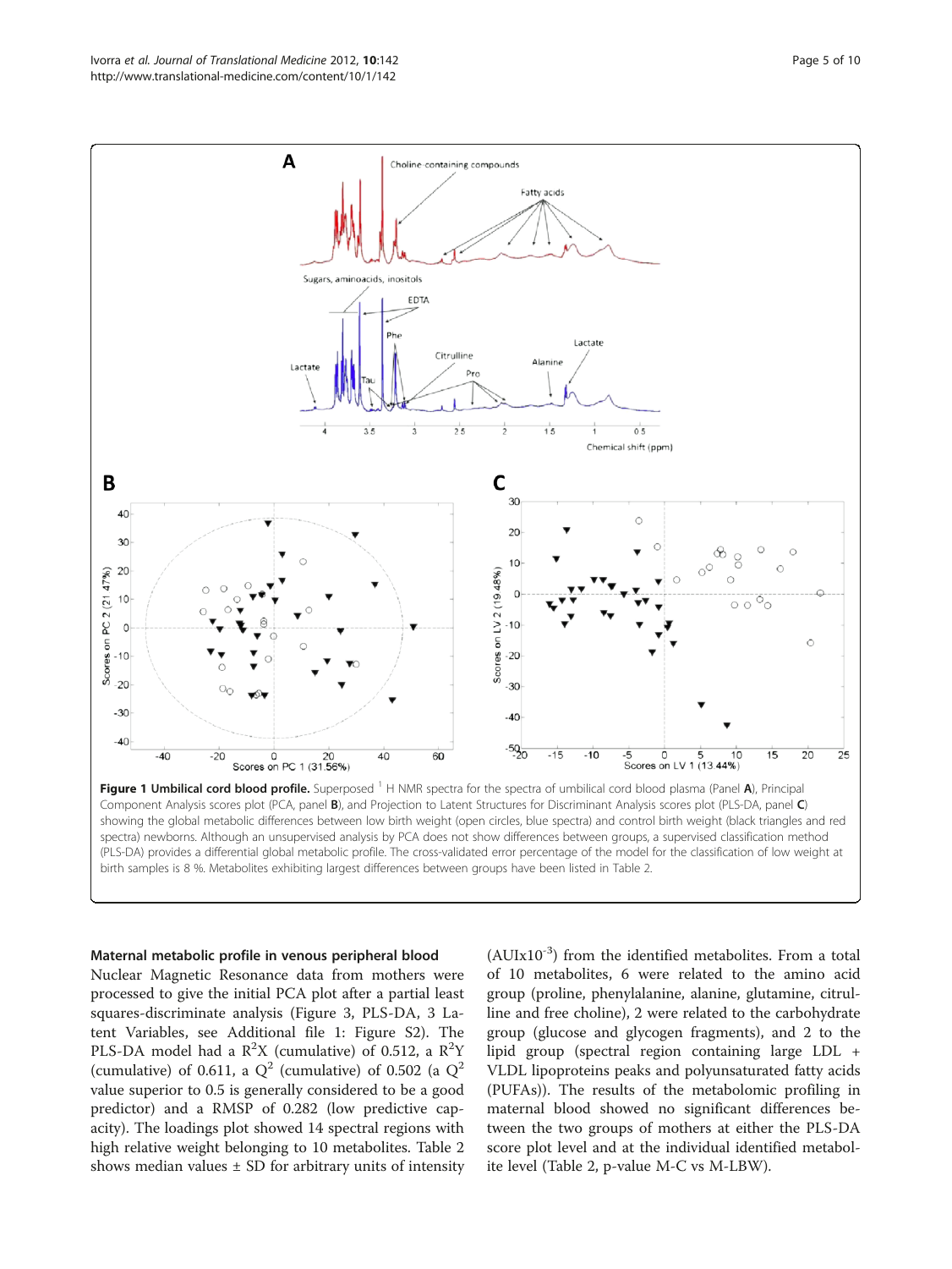**Figure 1 Umbilical cord blood profile.** Superposed [1] H NMR spectra for the spectra of umbilical cord blood plasma (Panel **A**), Principal Component Analysis scores plot (PCA, panel **B**), and Projection to Latent Structures for Discriminant Analysis scores plot (PLS-DA, panel **C**) showing the global metabolic differences between low birth weight (open circles, blue spectra) and control birth weight (black triangles and red spectra) newborns. Although an unsupervised analysis by PCA does not show differences between groups, a supervised classification method (PLS-DA) provides a differential global metabolic profile. The cross-validated error percentage of the model for the classification of low weight at birth samples is 8 %. Metabolites exhibiting largest differences between groups have been listed in Table 2.

### Maternal metabolic profile in venous peripheral blood

Nuclear Magnetic Resonance data from mothers were processed to give the initial PCA plot after a partial least squares-discriminate analysis (Figure 3, PLS-DA, 3 Latent Variables, see Additional file 1: Figure S2). The PLS-DA model had a $R^2X$ (cumulative) of 0.512, a $R^2Y$ (cumulative) of 0.611, a $Q^2$ (cumulative) of 0.502 (a $Q^2$ value superior to 0.5 is generally considered to be a good predictor) and a RMSP of 0.282 (low predictive capacity). The loadings plot showed 14 spectral regions with high relative weight belonging to 10 metabolites. Table 2 shows median values ± SD for arbitrary units of intensity ($AUIx10^{-3}$) from the identified metabolites. From a total of 10 metabolites, 6 were related to the amino acid group (proline, phenylalanine, alanine, glutamine, citrulline and free choline), 2 were related to the carbohydrate group (glucose and glycogen fragments), and 2 to the lipid group (spectral region containing large LDL + VLDL lipoproteins peaks and polyunsaturated fatty acids (PUFAs)). The results of the metabolomic profiling in maternal blood showed no significant differences between the two groups of mothers at either the PLS-DA score plot level and at the individual identified metabolite level (Table 2, p-value M-C vs M-LBW).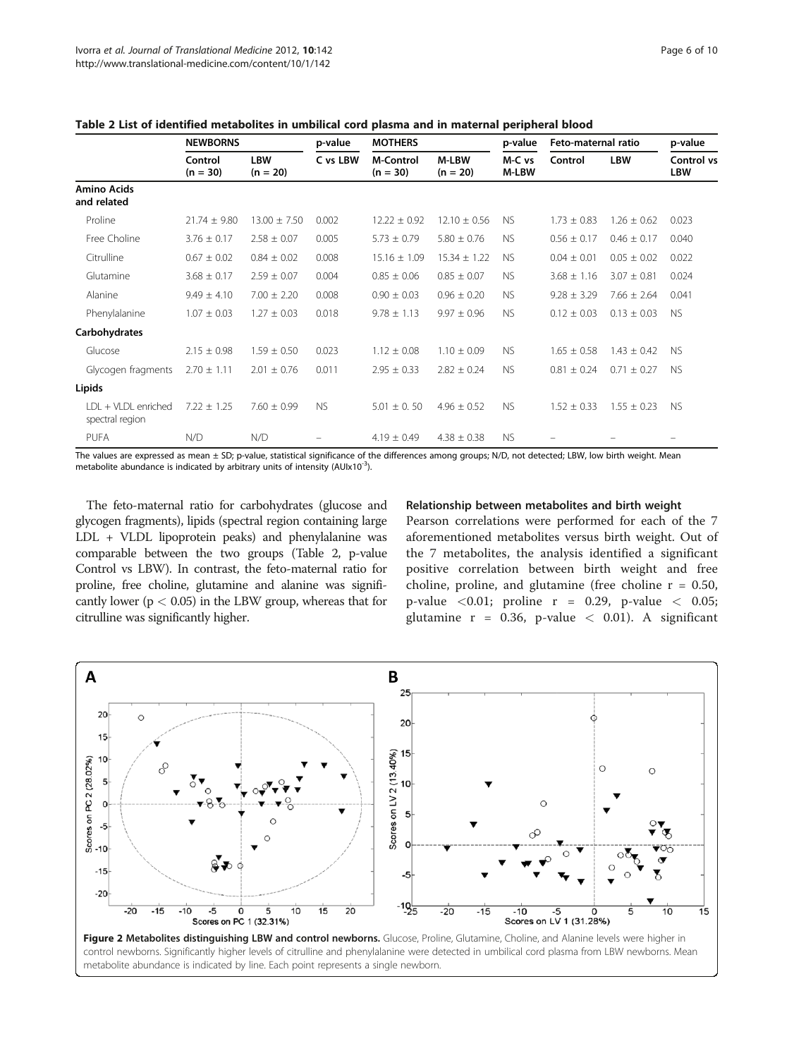**Table 2 List of identified metabolites in umbilical cord plasma and in maternal peripheral blood**

| | NEWBORNS | | p-value | MOTHERS | | p-value | Feto-maternal ratio | | p-value |
|---|---|---|---|---|---|---|---|---|---|
| | Control (n = 30) | LBW (n = 20) | C vs LBW | M-Control (n = 30) | M-LBW (n = 20) | M-C vs M-LBW | Control | LBW | Control vs LBW |
| **Amino Acids and related** | | | | | | | | | |
| Proline | 21.74 ± 9.80 | 13.00 ± 7.50 | 0.002 | 12.22 ± 0.92 | 12.10 ± 0.56 | NS | 1.73 ± 0.83 | 1.26 ± 0.62 | 0.023 |
| Free Choline | 3.76 ± 0.17 | 2.58 ± 0.07 | 0.005 | 5.73 ± 0.79 | 5.80 ± 0.76 | NS | 0.56 ± 0.17 | 0.46 ± 0.17 | 0.040 |
| Citrulline | 0.67 ± 0.02 | 0.84 ± 0.02 | 0.008 | 15.16 ± 1.09 | 15.34 ± 1.22 | NS | 0.04 ± 0.01 | 0.05 ± 0.02 | 0.022 |
| Glutamine | 3.68 ± 0.17 | 2.59 ± 0.07 | 0.004 | 0.85 ± 0.06 | 0.85 ± 0.07 | NS | 3.68 ± 1.16 | 3.07 ± 0.81 | 0.024 |
| Alanine | 9.49 ± 4.10 | 7.00 ± 2.20 | 0.008 | 0.90 ± 0.03 | 0.96 ± 0.20 | NS | 9.28 ± 3.29 | 7.66 ± 2.64 | 0.041 |
| Phenylalanine | 1.07 ± 0.03 | 1.27 ± 0.03 | 0.018 | 9.78 ± 1.13 | 9.97 ± 0.96 | NS | 0.12 ± 0.03 | 0.13 ± 0.03 | NS |
| **Carbohydrates** | | | | | | | | | |
| Glucose | 2.15 ± 0.98 | 1.59 ± 0.50 | 0.023 | 1.12 ± 0.08 | 1.10 ± 0.09 | NS | 1.65 ± 0.58 | 1.43 ± 0.42 | NS |
| Glycogen fragments | 2.70 ± 1.11 | 2.01 ± 0.76 | 0.011 | 2.95 ± 0.33 | 2.82 ± 0.24 | NS | 0.81 ± 0.24 | 0.71 ± 0.27 | NS |
| **Lipids** | | | | | | | | | |
| LDL + VLDL enriched spectral region | 7.22 ± 1.25 | 7.60 ± 0.99 | NS | 5.01 ± 0. 50 | 4.96 ± 0.52 | NS | 1.52 ± 0.33 | 1.55 ± 0.23 | NS |
| PUFA | N/D | N/D | – | 4.19 ± 0.49 | 4.38 ± 0.38 | NS | – | – | – |

The values are expressed as mean ± SD; p-value, statistical significance of the differences among groups; N/D, not detected; LBW, low birth weight. Mean metabolite abundance is indicated by arbitrary units of intensity (AUIx$10^{-3}$).

The feto-maternal ratio for carbohydrates (glucose and glycogen fragments), lipids (spectral region containing large LDL + VLDL lipoprotein peaks) and phenylalanine was comparable between the two groups (Table 2, p-value Control vs LBW). In contrast, the feto-maternal ratio for proline, free choline, glutamine and alanine was significantly lower ($p < 0.05$) in the LBW group, whereas that for citrulline was significantly higher.

### Relationship between metabolites and birth weight

Pearson correlations were performed for each of the 7 aforementioned metabolites versus birth weight. Out of the 7 metabolites, the analysis identified a significant positive correlation between birth weight and free choline, proline, and glutamine (free choline $r = 0.50$, p-value $<0.01$; proline $r = 0.29$, p-value $< 0.05$; glutamine $r = 0.36$, p-value $< 0.01$). A significant

**Figure 2 Metabolites distinguishing LBW and control newborns.** Glucose, Proline, Glutamine, Choline, and Alanine levels were higher in control newborns. Significantly higher levels of citrulline and phenylalanine were detected in umbilical cord plasma from LBW newborns. Mean metabolite abundance is indicated by line. Each point represents a single newborn.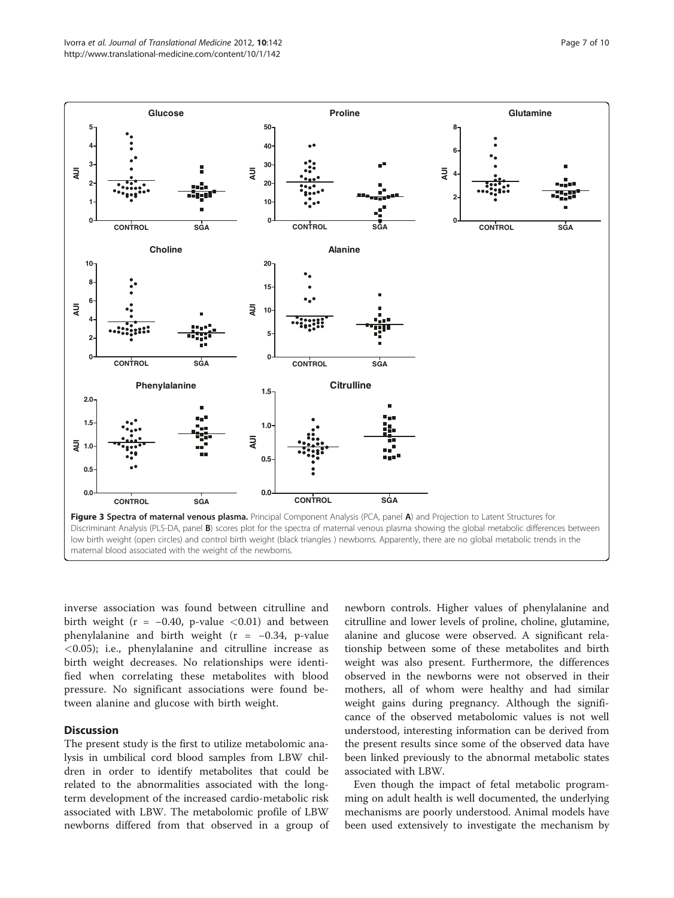**Figure 3 Spectra of maternal venous plasma.** Principal Component Analysis (PCA, panel **A**) and Projection to Latent Structures for Discriminant Analysis (PLS-DA, panel **B**) scores plot for the spectra of maternal venous plasma showing the global metabolic differences between low birth weight (open circles) and control birth weight (black triangles ) newborns. Apparently, there are no global metabolic trends in the maternal blood associated with the weight of the newborns.

inverse association was found between citrulline and birth weight ($r = -0.40$, p-value $<0.01$) and between phenylalanine and birth weight ($r = -0.34$, p-value $<0.05$); i.e., phenylalanine and citrulline increase as birth weight decreases. No relationships were identified when correlating these metabolites with blood pressure. No significant associations were found between alanine and glucose with birth weight.

## Discussion

The present study is the first to utilize metabolomic analysis in umbilical cord blood samples from LBW children in order to identify metabolites that could be related to the abnormalities associated with the long-term development of the increased cardio-metabolic risk associated with LBW. The metabolomic profile of LBW newborns differed from that observed in a group of newborn controls. Higher values of phenylalanine and citrulline and lower levels of proline, choline, glutamine, alanine and glucose were observed. A significant relationship between some of these metabolites and birth weight was also present. Furthermore, the differences observed in the newborns were not observed in their mothers, all of whom were healthy and had similar weight gains during pregnancy. Although the significance of the observed metabolomic values is not well understood, interesting information can be derived from the present results since some of the observed data have been linked previously to the abnormal metabolic states associated with LBW.

Even though the impact of fetal metabolic programming on adult health is well documented, the underlying mechanisms are poorly understood. Animal models have been used extensively to investigate the mechanism by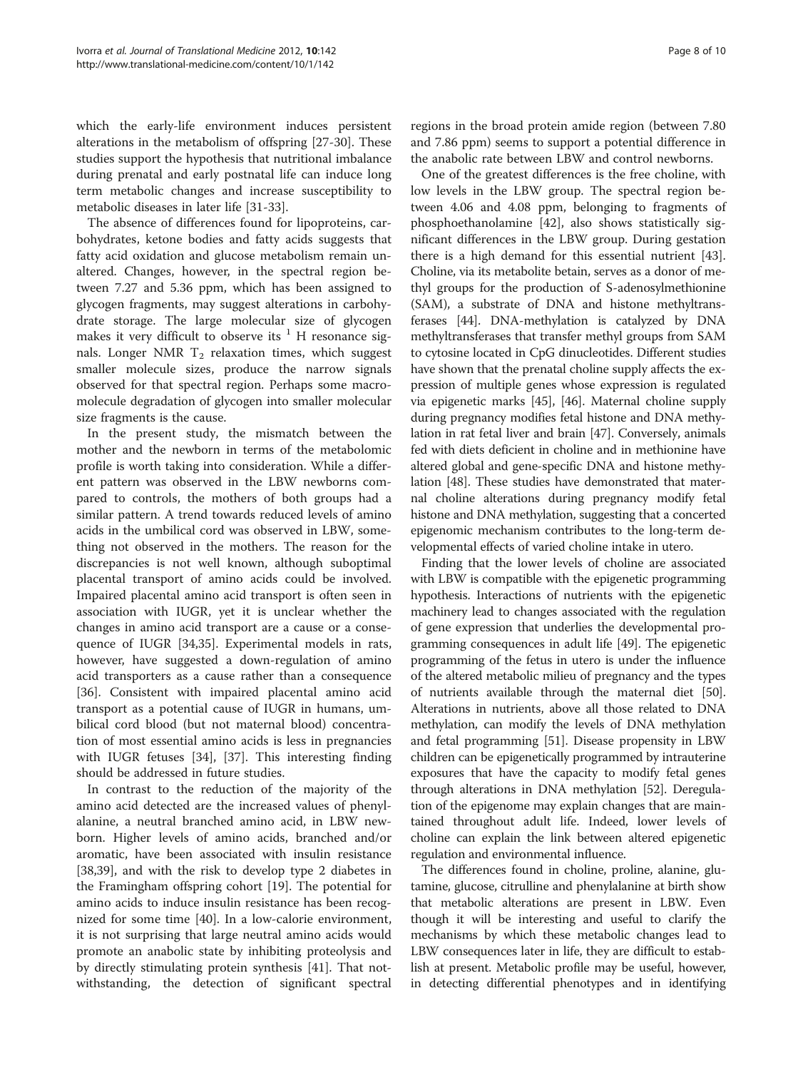which the early-life environment induces persistent alterations in the metabolism of offspring [27-30]. These studies support the hypothesis that nutritional imbalance during prenatal and early postnatal life can induce long term metabolic changes and increase susceptibility to metabolic diseases in later life [31-33].

The absence of differences found for lipoproteins, carbohydrates, ketone bodies and fatty acids suggests that fatty acid oxidation and glucose metabolism remain unaltered. Changes, however, in the spectral region between 7.27 and 5.36 ppm, which has been assigned to glycogen fragments, may suggest alterations in carbohydrate storage. The large molecular size of glycogen makes it very difficult to observe its $^{1}$H resonance signals. Longer NMR $T_2$ relaxation times, which suggest smaller molecule sizes, produce the narrow signals observed for that spectral region. Perhaps some macromolecule degradation of glycogen into smaller molecular size fragments is the cause.

In the present study, the mismatch between the mother and the newborn in terms of the metabolomic profile is worth taking into consideration. While a different pattern was observed in the LBW newborns compared to controls, the mothers of both groups had a similar pattern. A trend towards reduced levels of amino acids in the umbilical cord was observed in LBW, something not observed in the mothers. The reason for the discrepancies is not well known, although suboptimal placental transport of amino acids could be involved. Impaired placental amino acid transport is often seen in association with IUGR, yet it is unclear whether the changes in amino acid transport are a cause or a consequence of IUGR [34,35]. Experimental models in rats, however, have suggested a down-regulation of amino acid transporters as a cause rather than a consequence [36]. Consistent with impaired placental amino acid transport as a potential cause of IUGR in humans, umbilical cord blood (but not maternal blood) concentration of most essential amino acids is less in pregnancies with IUGR fetuses [34], [37]. This interesting finding should be addressed in future studies.

In contrast to the reduction of the majority of the amino acid detected are the increased values of phenylalanine, a neutral branched amino acid, in LBW newborn. Higher levels of amino acids, branched and/or aromatic, have been associated with insulin resistance [38,39], and with the risk to develop type 2 diabetes in the Framingham offspring cohort [19]. The potential for amino acids to induce insulin resistance has been recognized for some time [40]. In a low-calorie environment, it is not surprising that large neutral amino acids would promote an anabolic state by inhibiting proteolysis and by directly stimulating protein synthesis [41]. That notwithstanding, the detection of significant spectral regions in the broad protein amide region (between 7.80 and 7.86 ppm) seems to support a potential difference in the anabolic rate between LBW and control newborns.

One of the greatest differences is the free choline, with low levels in the LBW group. The spectral region between 4.06 and 4.08 ppm, belonging to fragments of phosphoethanolamine [42], also shows statistically significant differences in the LBW group. During gestation there is a high demand for this essential nutrient [43]. Choline, via its metabolite betain, serves as a donor of methyl groups for the production of S-adenosylmethionine (SAM), a substrate of DNA and histone methyltransferases [44]. DNA-methylation is catalyzed by DNA methyltransferases that transfer methyl groups from SAM to cytosine located in CpG dinucleotides. Different studies have shown that the prenatal choline supply affects the expression of multiple genes whose expression is regulated via epigenetic marks [45], [46]. Maternal choline supply during pregnancy modifies fetal histone and DNA methylation in rat fetal liver and brain [47]. Conversely, animals fed with diets deficient in choline and in methionine have altered global and gene-specific DNA and histone methylation [48]. These studies have demonstrated that maternal choline alterations during pregnancy modify fetal histone and DNA methylation, suggesting that a concerted epigenomic mechanism contributes to the long-term developmental effects of varied choline intake in utero.

Finding that the lower levels of choline are associated with LBW is compatible with the epigenetic programming hypothesis. Interactions of nutrients with the epigenetic machinery lead to changes associated with the regulation of gene expression that underlies the developmental programming consequences in adult life [49]. The epigenetic programming of the fetus in utero is under the influence of the altered metabolic milieu of pregnancy and the types of nutrients available through the maternal diet [50]. Alterations in nutrients, above all those related to DNA methylation, can modify the levels of DNA methylation and fetal programming [51]. Disease propensity in LBW children can be epigenetically programmed by intrauterine exposures that have the capacity to modify fetal genes through alterations in DNA methylation [52]. Deregulation of the epigenome may explain changes that are maintained throughout adult life. Indeed, lower levels of choline can explain the link between altered epigenetic regulation and environmental influence.

The differences found in choline, proline, alanine, glutamine, glucose, citrulline and phenylalanine at birth show that metabolic alterations are present in LBW. Even though it will be interesting and useful to clarify the mechanisms by which these metabolic changes lead to LBW consequences later in life, they are difficult to establish at present. Metabolic profile may be useful, however, in detecting differential phenotypes and in identifying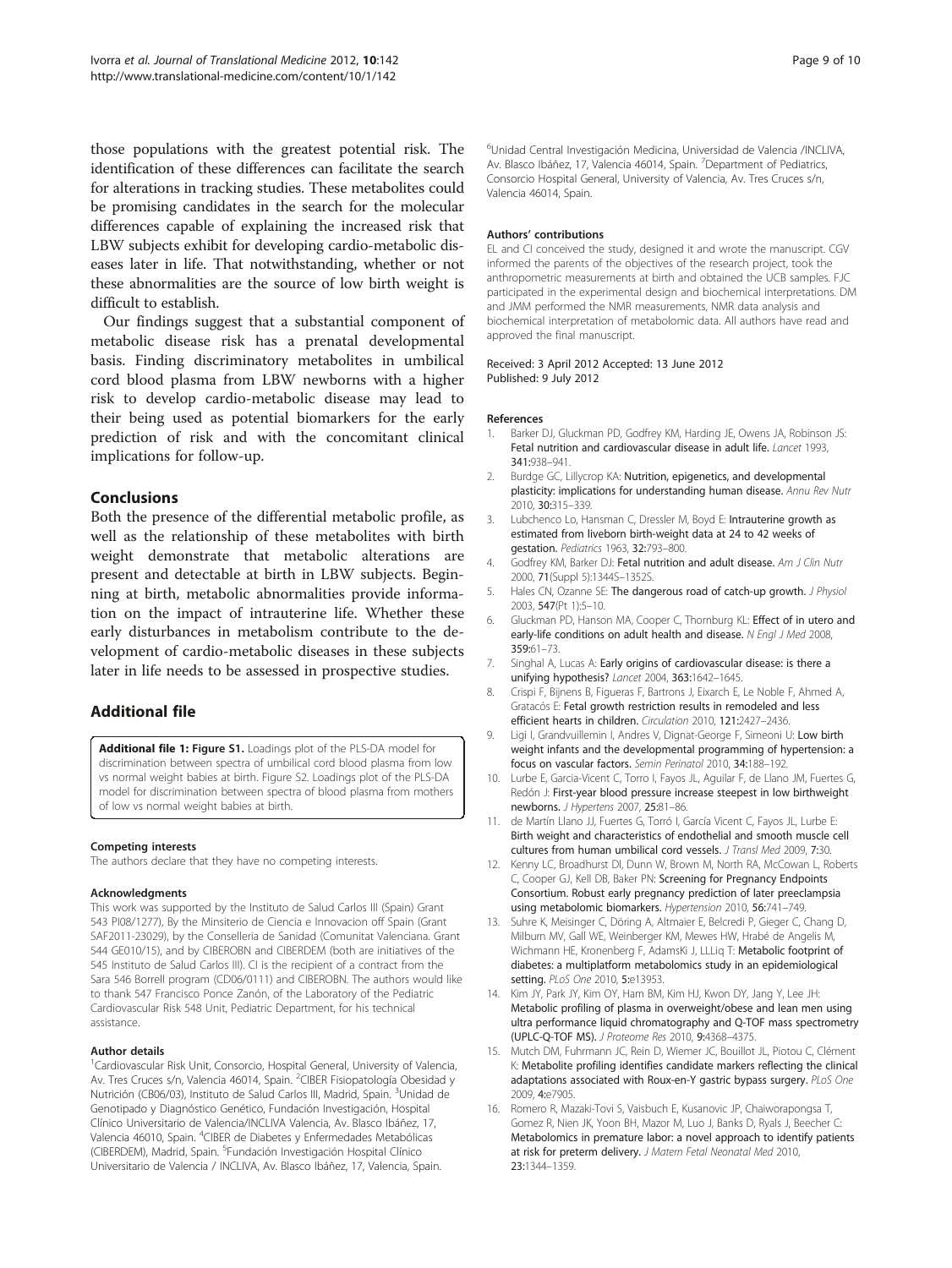those populations with the greatest potential risk. The identification of these differences can facilitate the search for alterations in tracking studies. These metabolites could be promising candidates in the search for the molecular differences capable of explaining the increased risk that LBW subjects exhibit for developing cardio-metabolic diseases later in life. That notwithstanding, whether or not these abnormalities are the source of low birth weight is difficult to establish.

Our findings suggest that a substantial component of metabolic disease risk has a prenatal developmental basis. Finding discriminatory metabolites in umbilical cord blood plasma from LBW newborns with a higher risk to develop cardio-metabolic disease may lead to their being used as potential biomarkers for the early prediction of risk and with the concomitant clinical implications for follow-up.

## Conclusions

Both the presence of the differential metabolic profile, as well as the relationship of these metabolites with birth weight demonstrate that metabolic alterations are present and detectable at birth in LBW subjects. Beginning at birth, metabolic abnormalities provide information on the impact of intrauterine life. Whether these early disturbances in metabolism contribute to the development of cardio-metabolic diseases in these subjects later in life needs to be assessed in prospective studies.

## Additional file

**Additional file 1: Figure S1.** Loadings plot of the PLS-DA model for discrimination between spectra of umbilical cord blood plasma from low vs normal weight babies at birth. Figure S2. Loadings plot of the PLS-DA model for discrimination between spectra of blood plasma from mothers of low vs normal weight babies at birth.

#### Competing interests

The authors declare that they have no competing interests.

#### Acknowledgments

This work was supported by the Instituto de Salud Carlos III (Spain) Grant 543 PI08/1277), By the Minsiterio de Ciencia e Innovacion off Spain (Grant SAF2011-23029), by the Conselleria de Sanidad (Comunitat Valenciana. Grant 544 GE010/15), and by CIBEROBN and CIBERDEM (both are initiatives of the 545 Instituto de Salud Carlos III). CI is the recipient of a contract from the Sara 546 Borrell program (CD06/0111) and CIBEROBN. The authors would like to thank 547 Francisco Ponce Zanón, of the Laboratory of the Pediatric Cardiovascular Risk 548 Unit, Pediatric Department, for his technical assistance.

#### Author details

[1]Cardiovascular Risk Unit, Consorcio, Hospital General, University of Valencia, Av. Tres Cruces s/n, Valencia 46014, Spain. [2]CIBER Fisiopatología Obesidad y Nutrición (CB06/03), Instituto de Salud Carlos III, Madrid, Spain. [3]Unidad de Genotipado y Diagnóstico Genético, Fundación Investigación, Hospital Clínico Universitario de Valencia/INCLIVA Valencia, Av. Blasco Ibáñez, 17, Valencia 46010, Spain. [4]CIBER de Diabetes y Enfermedades Metabólicas (CIBERDEM), Madrid, Spain. [5]Fundación Investigación Hospital Clínico Universitario de Valencia / INCLIVA, Av. Blasco Ibáñez, 17, Valencia, Spain. [6]Unidad Central Investigación Medicina, Universidad de Valencia /INCLIVA, Av. Blasco Ibáñez, 17, Valencia 46014, Spain. [7]Department of Pediatrics, Consorcio Hospital General, University of Valencia, Av. Tres Cruces s/n, Valencia 46014, Spain.

#### Authors' contributions

EL and CI conceived the study, designed it and wrote the manuscript. CGV informed the parents of the objectives of the research project, took the anthropometric measurements at birth and obtained the UCB samples. FJC participated in the experimental design and biochemical interpretations. DM and JMM performed the NMR measurements, NMR data analysis and biochemical interpretation of metabolomic data. All authors have read and approved the final manuscript.

Received: 3 April 2012 Accepted: 13 June 2012
Published: 9 July 2012

#### References

1. Barker DJ, Gluckman PD, Godfrey KM, Harding JE, Owens JA, Robinson JS: **Fetal nutrition and cardiovascular disease in adult life.** *Lancet* 1993, **341**:938–941.
2. Burdge GC, Lillycrop KA: **Nutrition, epigenetics, and developmental plasticity: implications for understanding human disease.** *Annu Rev Nutr* 2010, **30**:315–339.
3. Lubchenco Lo, Hansman C, Dressler M, Boyd E: **Intrauterine growth as estimated from liveborn birth-weight data at 24 to 42 weeks of gestation.** *Pediatrics* 1963, **32**:793–800.
4. Godfrey KM, Barker DJ: **Fetal nutrition and adult disease.** *Am J Clin Nutr* 2000, **71**(Suppl 5):1344S–1352S.
5. Hales CN, Ozanne SE: **The dangerous road of catch-up growth.** *J Physiol* 2003, **547**(Pt 1):5–10.
6. Gluckman PD, Hanson MA, Cooper C, Thornburg KL: **Effect of in utero and early-life conditions on adult health and disease.** *N Engl J Med* 2008, **359**:61–73.
7. Singhal A, Lucas A: **Early origins of cardiovascular disease: is there a unifying hypothesis?** *Lancet* 2004, **363**:1642–1645.
8. Crispi F, Bijnens B, Figueras F, Bartrons J, Eixarch E, Le Noble F, Ahmed A, Gratacós E: **Fetal growth restriction results in remodeled and less efficient hearts in children.** *Circulation* 2010, **121**:2427–2436.
9. Ligi I, Grandvuillemin I, Andres V, Dignat-George F, Simeoni U: **Low birth weight infants and the developmental programming of hypertension: a focus on vascular factors.** *Semin Perinatol* 2010, **34**:188–192.
10. Lurbe E, Garcia-Vicent C, Torro I, Fayos JL, Aguilar F, de Llano JM, Fuertes G, Redón J: **First-year blood pressure increase steepest in low birthweight newborns.** *J Hypertens* 2007, **25**:81–86.
11. de Martín Llano JJ, Fuertes G, Torró I, García Vicent C, Fayos JL, Lurbe E: **Birth weight and characteristics of endothelial and smooth muscle cell cultures from human umbilical cord vessels.** *J Transl Med* 2009, **7**:30.
12. Kenny LC, Broadhurst DI, Dunn W, Brown M, North RA, McCowan L, Roberts C, Cooper GJ, Kell DB, Baker PN: **Screening for Pregnancy Endpoints Consortium. Robust early pregnancy prediction of later preeclampsia using metabolomic biomarkers.** *Hypertension* 2010, **56**:741–749.
13. Suhre K, Meisinger C, Döring A, Altmaier E, Belcredi P, Gieger C, Chang D, Milburn MV, Gall WE, Weinberger KM, Mewes HW, Hrabé de Angelis M, Wichmann HE, Kronenberg F, AdamsKi J, LLLiq T: **Metabolic footprint of diabetes: a multiplatform metabolomics study in an epidemiological setting.** *PLoS One* 2010, **5**:e13953.
14. Kim JY, Park JY, Kim OY, Ham BM, Kim HJ, Kwon DY, Jang Y, Lee JH: **Metabolic profiling of plasma in overweight/obese and lean men using ultra performance liquid chromatography and Q-TOF mass spectrometry (UPLC-Q-TOF MS).** *J Proteome Res* 2010, **9**:4368–4375.
15. Mutch DM, Fuhrmann JC, Rein D, Wiemer JC, Bouillot JL, Piotou C, Clément K: **Metabolite profiling identifies candidate markers reflecting the clinical adaptations associated with Roux-en-Y gastric bypass surgery.** *PLoS One* 2009, **4**:e7905.
16. Romero R, Mazaki-Tovi S, Vaisbuch E, Kusanovic JP, Chaiworapongsa T, Gomez R, Nien JK, Yoon BH, Mazor M, Luo J, Banks D, Ryals J, Beecher C: **Metabolomics in premature labor: a novel approach to identify patients at risk for preterm delivery.** *J Matern Fetal Neonatal Med* 2010, **23**:1344–1359.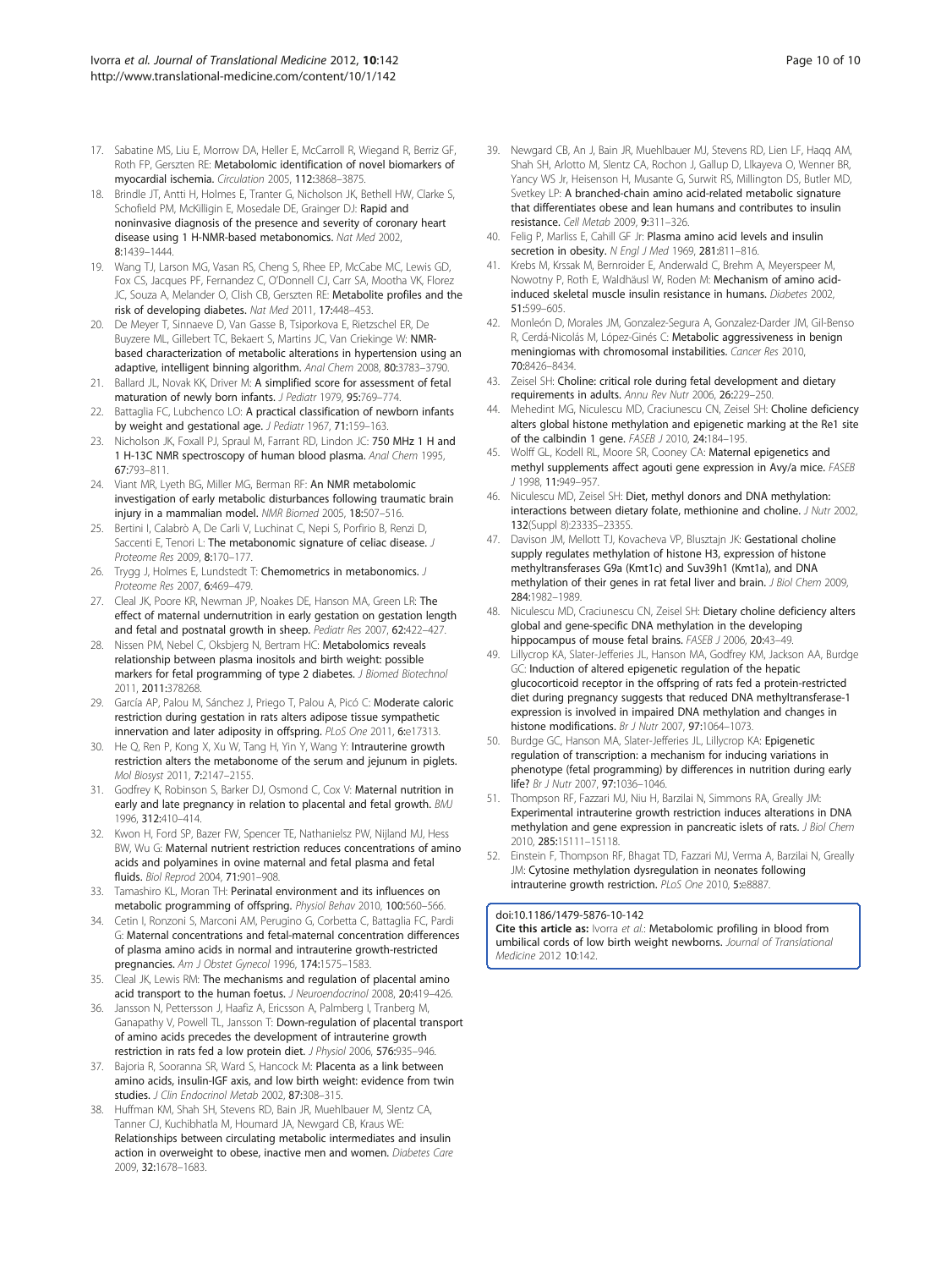17. Sabatine MS, Liu E, Morrow DA, Heller E, McCarroll R, Wiegand R, Berriz GF, Roth FP, Gerszten RE: **Metabolomic identification of novel biomarkers of myocardial ischemia.** *Circulation* 2005, **112:**3868–3875.
18. Brindle JT, Antti H, Holmes E, Tranter G, Nicholson JK, Bethell HW, Clarke S, Schofield PM, McKilligin E, Mosedale DE, Grainger DJ: **Rapid and noninvasive diagnosis of the presence and severity of coronary heart disease using 1 H-NMR-based metabonomics.** *Nat Med* 2002, **8:**1439–1444.
19. Wang TJ, Larson MG, Vasan RS, Cheng S, Rhee EP, McCabe MC, Lewis GD, Fox CS, Jacques PF, Fernandez C, O'Donnell CJ, Carr SA, Mootha VK, Florez JC, Souza A, Melander O, Clish CB, Gerszten RE: **Metabolite profiles and the risk of developing diabetes.** *Nat Med* 2011, **17:**448–453.
20. De Meyer T, Sinnaeve D, Van Gasse B, Tsiporkova E, Rietzschel ER, De Buyzere ML, Gillebert TC, Bekaert S, Martins JC, Van Criekinge W: **NMR-based characterization of metabolic alterations in hypertension using an adaptive, intelligent binning algorithm.** *Anal Chem* 2008, **80:**3783–3790.
21. Ballard JL, Novak KK, Driver M: **A simplified score for assessment of fetal maturation of newly born infants.** *J Pediatr* 1979, **95:**769–774.
22. Battaglia FC, Lubchenco LO: **A practical classification of newborn infants by weight and gestational age.** *J Pediatr* 1967, **71:**159–163.
23. Nicholson JK, Foxall PJ, Spraul M, Farrant RD, Lindon JC: **750 MHz 1 H and 1 H-13C NMR spectroscopy of human blood plasma.** *Anal Chem* 1995, **67:**793–811.
24. Viant MR, Lyeth BG, Miller MG, Berman RF: **An NMR metabolomic investigation of early metabolic disturbances following traumatic brain injury in a mammalian model.** *NMR Biomed* 2005, **18:**507–516.
25. Bertini I, Calabrò A, De Carli V, Luchinat C, Nepi S, Porfirio B, Renzi D, Saccenti E, Tenori L: **The metabonomic signature of celiac disease.** *J Proteome Res* 2009, **8:**170–177.
26. Trygg J, Holmes E, Lundstedt T: **Chemometrics in metabonomics.** *J Proteome Res* 2007, **6:**469–479.
27. Cleal JK, Poore KR, Newman JP, Noakes DE, Hanson MA, Green LR: **The effect of maternal undernutrition in early gestation on gestation length and fetal and postnatal growth in sheep.** *Pediatr Res* 2007, **62:**422–427.
28. Nissen PM, Nebel C, Oksbjerg N, Bertram HC: **Metabolomics reveals relationship between plasma inositols and birth weight: possible markers for fetal programming of type 2 diabetes.** *J Biomed Biotechnol* 2011, **2011:**378268.
29. García AP, Palou M, Sánchez J, Priego T, Palou A, Picó C: **Moderate caloric restriction during gestation in rats alters adipose tissue sympathetic innervation and later adiposity in offspring.** *PLoS One* 2011, **6:**e17313.
30. He Q, Ren P, Kong X, Xu W, Tang H, Yin Y, Wang Y: **Intrauterine growth restriction alters the metabonome of the serum and jejunum in piglets.** *Mol Biosyst* 2011, **7:**2147–2155.
31. Godfrey K, Robinson S, Barker DJ, Osmond C, Cox V: **Maternal nutrition in early and late pregnancy in relation to placental and fetal growth.** *BMJ* 1996, **312:**410–414.
32. Kwon H, Ford SP, Bazer FW, Spencer TE, Nathanielsz PW, Nijland MJ, Hess BW, Wu G: **Maternal nutrient restriction reduces concentrations of amino acids and polyamines in ovine maternal and fetal plasma and fetal fluids.** *Biol Reprod* 2004, **71:**901–908.
33. Tamashiro KL, Moran TH: **Perinatal environment and its influences on metabolic programming of offspring.** *Physiol Behav* 2010, **100:**560–566.
34. Cetin I, Ronzoni S, Marconi AM, Perugino G, Corbetta C, Battaglia FC, Pardi G: **Maternal concentrations and fetal-maternal concentration differences of plasma amino acids in normal and intrauterine growth-restricted pregnancies.** *Am J Obstet Gynecol* 1996, **174:**1575–1583.
35. Cleal JK, Lewis RM: **The mechanisms and regulation of placental amino acid transport to the human foetus.** *J Neuroendocrinol* 2008, **20:**419–426.
36. Jansson N, Pettersson J, Haafiz A, Ericsson A, Palmberg I, Tranberg M, Ganapathy V, Powell TL, Jansson T: **Down-regulation of placental transport of amino acids precedes the development of intrauterine growth restriction in rats fed a low protein diet.** *J Physiol* 2006, **576:**935–946.
37. Bajoria R, Sooranna SR, Ward S, Hancock M: **Placenta as a link between amino acids, insulin-IGF axis, and low birth weight: evidence from twin studies.** *J Clin Endocrinol Metab* 2002, **87:**308–315.
38. Huffman KM, Shah SH, Stevens RD, Bain JR, Muehlbauer M, Slentz CA, Tanner CJ, Kuchibhatla M, Houmard JA, Newgard CB, Kraus WE: **Relationships between circulating metabolic intermediates and insulin action in overweight to obese, inactive men and women.** *Diabetes Care* 2009, **32:**1678–1683.
39. Newgard CB, An J, Bain JR, Muehlbauer MJ, Stevens RD, Lien LF, Haqq AM, Shah SH, Arlotto M, Slentz CA, Rochon J, Gallup D, Llkayeva O, Wenner BR, Yancy WS Jr, Heisenson H, Musante G, Surwit RS, Millington DS, Butler MD, Svetkey LP: **A branched-chain amino acid-related metabolic signature that differentiates obese and lean humans and contributes to insulin resistance.** *Cell Metab* 2009, **9:**311–326.
40. Felig P, Marliss E, Cahill GF Jr: **Plasma amino acid levels and insulin secretion in obesity.** *N Engl J Med* 1969, **281:**811–816.
41. Krebs M, Krssak M, Bernroider E, Anderwald C, Brehm A, Meyerspeer M, Nowotny P, Roth E, Waldhäusl W, Roden M: **Mechanism of amino acid-induced skeletal muscle insulin resistance in humans.** *Diabetes* 2002, **51:**599–605.
42. Monleón D, Morales JM, Gonzalez-Segura A, Gonzalez-Darder JM, Gil-Benso R, Cerdá-Nicolás M, López-Ginés C: **Metabolic aggressiveness in benign meningiomas with chromosomal instabilities.** *Cancer Res* 2010, **70:**8426–8434.
43. Zeisel SH: **Choline: critical role during fetal development and dietary requirements in adults.** *Annu Rev Nutr* 2006, **26:**229–250.
44. Mehedint MG, Niculescu MD, Craciunescu CN, Zeisel SH: **Choline deficiency alters global histone methylation and epigenetic marking at the Re1 site of the calbindin 1 gene.** *FASEB J* 2010, **24:**184–195.
45. Wolff GL, Kodell RL, Moore SR, Cooney CA: **Maternal epigenetics and methyl supplements affect agouti gene expression in Avy/a mice.** *FASEB J* 1998, **11:**949–957.
46. Niculescu MD, Zeisel SH: **Diet, methyl donors and DNA methylation: interactions between dietary folate, methionine and choline.** *J Nutr* 2002, **132**(Suppl 8):2333S–2335S.
47. Davison JM, Mellott TJ, Kovacheva VP, Blusztajn JK: **Gestational choline supply regulates methylation of histone H3, expression of histone methyltransferases G9a (Kmt1c) and Suv39h1 (Kmt1a), and DNA methylation of their genes in rat fetal liver and brain.** *J Biol Chem* 2009, **284:**1982–1989.
48. Niculescu MD, Craciunescu CN, Zeisel SH: **Dietary choline deficiency alters global and gene-specific DNA methylation in the developing hippocampus of mouse fetal brains.** *FASEB J* 2006, **20:**43–49.
49. Lillycrop KA, Slater-Jefferies JL, Hanson MA, Godfrey KM, Jackson AA, Burdge GC: **Induction of altered epigenetic regulation of the hepatic glucocorticoid receptor in the offspring of rats fed a protein-restricted diet during pregnancy suggests that reduced DNA methyltransferase-1 expression is involved in impaired DNA methylation and changes in histone modifications.** *Br J Nutr* 2007, **97:**1064–1073.
50. Burdge GC, Hanson MA, Slater-Jefferies JL, Lillycrop KA: **Epigenetic regulation of transcription: a mechanism for inducing variations in phenotype (fetal programming) by differences in nutrition during early life?** *Br J Nutr* 2007, **97:**1036–1046.
51. Thompson RF, Fazzari MJ, Niu H, Barzilai N, Simmons RA, Greally JM: **Experimental intrauterine growth restriction induces alterations in DNA methylation and gene expression in pancreatic islets of rats.** *J Biol Chem* 2010, **285:**15111–15118.
52. Einstein F, Thompson RF, Bhagat TD, Fazzari MJ, Verma A, Barzilai N, Greally JM: **Cytosine methylation dysregulation in neonates following intrauterine growth restriction.** *PLoS One* 2010, **5:**e8887.

doi:10.1186/1479-5876-10-142

**Cite this article as:** Ivorra *et al.*: Metabolomic profiling in blood from umbilical cords of low birth weight newborns. *Journal of Translational Medicine* 2012 **10**:142.